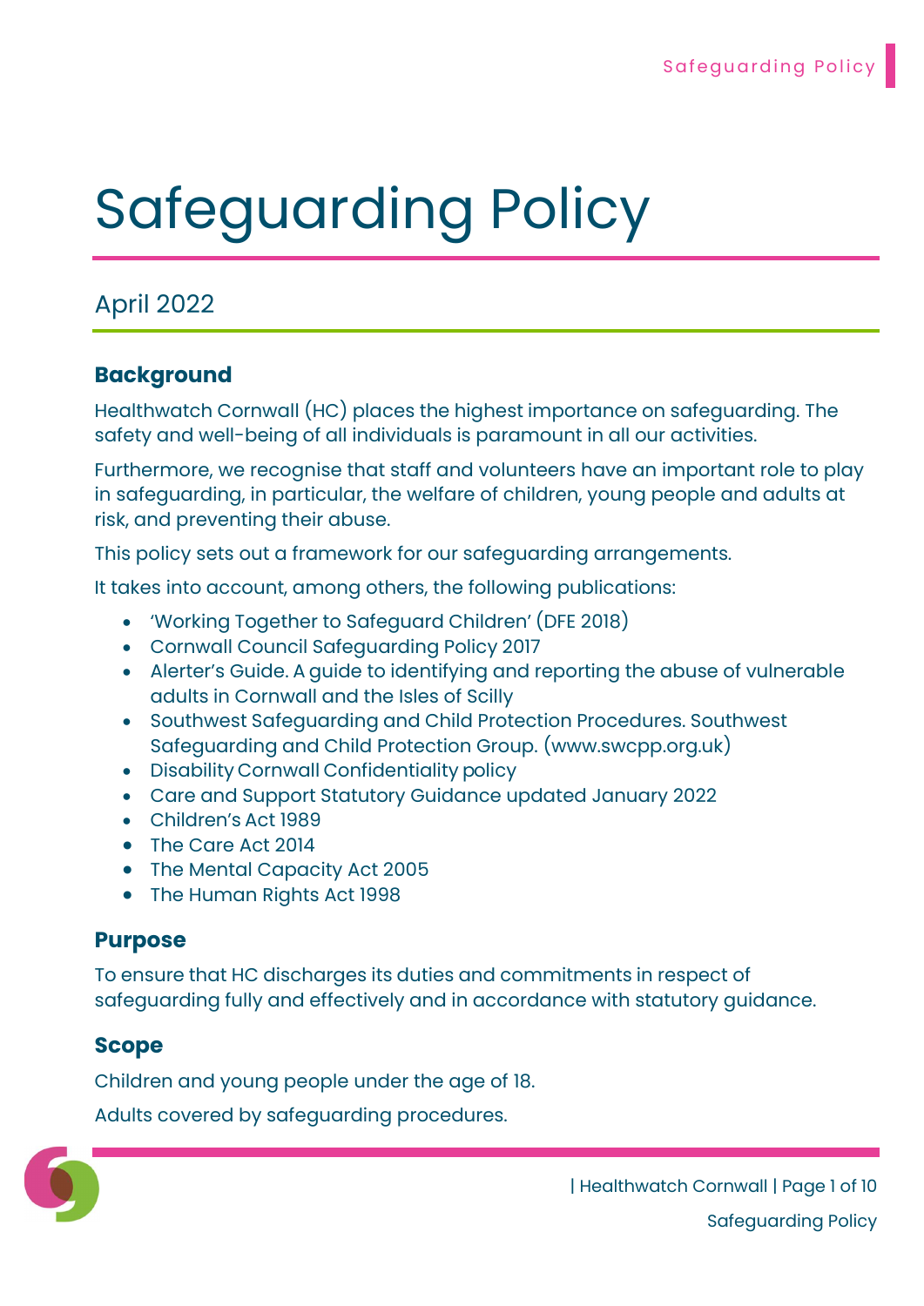# Safeguarding Policy

## April 2022

### Background

Healthwatch Cornwall (HC) places the highest importance on safeguarding. The safety and well-being of all individuals is paramount in all our activities.

Furthermore, we recognise that staff and volunteers have an important role to play in safeguarding, in particular, the welfare of children, young people and adults at risk, and preventing their abuse.

This policy sets out a framework for our safeguarding arrangements.

It takes into account, among others, the following publications:

- 'Working Together to Safeguard Children' (DFE 2018)
- Cornwall Council Safeguarding Policy 2017
- Alerter's Guide. A guide to identifying and reporting the abuse of vulnerable adults in Cornwall and the Isles of Scilly
- Southwest Safeguarding and Child Protection Procedures. Southwest Safeguarding and Child Protection Group. (www.swcpp.org.uk)
- Disability Cornwall Confidentiality policy
- Care and Support Statutory Guidance updated January 2022
- Children's Act 1989
- The Care Act 2014
- The Mental Capacity Act 2005
- The Human Rights Act 1998

### Purpose

To ensure that HC discharges its duties and commitments in respect of safeguarding fully and effectively and in accordance with statutory guidance.

### Scope

Children and young people under the age of 18.

Adults covered by safeguarding procedures.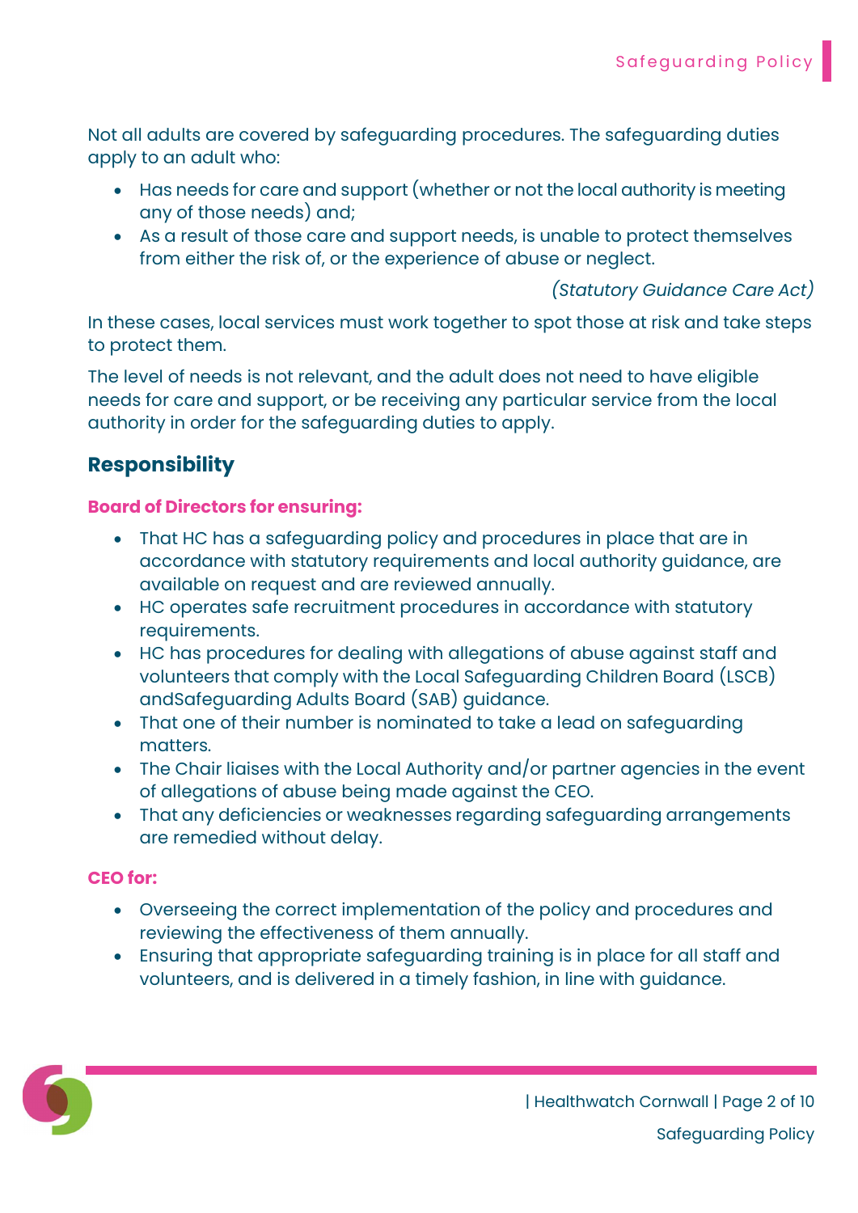Not all adults are covered by safeguarding procedures. The safeguarding duties apply to an adult who:

- Has needs for care and support (whether or not the local authority is meeting any of those needs) and;
- As a result of those care and support needs, is unable to protect themselves from either the risk of, or the experience of abuse or neglect.

*(Statutory Guidance Care Act)*

In these cases, local services must work together to spot those at risk and take steps to protect them.

The level of needs is not relevant, and the adult does not need to have eligible needs for care and support, or be receiving any particular service from the local authority in order for the safeguarding duties to apply.

## Responsibility

**Board of Directors for ensuring:**

- That HC has a safeguarding policy and procedures in place that are in accordance with statutory requirements and local authority guidance, are available on request and are reviewed annually.
- HC operates safe recruitment procedures in accordance with statutory requirements.
- HC has procedures for dealing with allegations of abuse against staff and volunteers that comply with the Local Safeguarding Children Board (LSCB) andSafeguarding Adults Board (SAB) guidance.
- That one of their number is nominated to take a lead on safeguarding matters.
- The Chair liaises with the Local Authority and/or partner agencies in the event of allegations of abuse being made against the CEO.
- That any deficiencies or weaknesses regarding safeguarding arrangements are remedied without delay.

**CEO for:**

- Overseeing the correct implementation of the policy and procedures and reviewing the effectiveness of them annually.
- Ensuring that appropriate safeguarding training is in place for all staff and volunteers, and is delivered in a timely fashion, in line with guidance.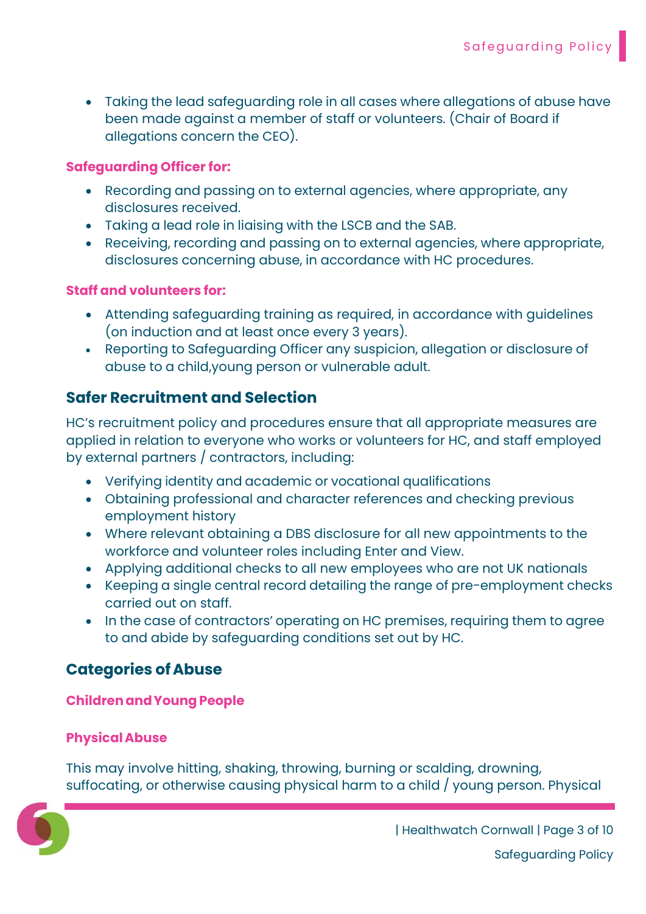- Taking the lead safeguarding role in all cases where allegations of abuse have been made against a member of staff or volunteers. (Chair of Board if allegations concern the CEO).

**Safeguarding Officer for:**

- Recording and passing on to external agencies, where appropriate, any disclosures received.
- Taking a lead role in liaising with the LSCB and the SAB.
- Receiving, recording and passing on to external agencies, where appropriate, disclosures concerning abuse, in accordance with HC procedures.

**Staff and volunteers for:**

- Attending safeguarding training as required, in accordance with guidelines (on induction and at least once every 3 years).
- Reporting to Safeguarding Officer any suspicion, allegation or disclosure of abuse to a child,young person or vulnerable adult.

## Safer Recruitment and Selection

HC's recruitment policy and procedures ensure that all appropriate measures are applied in relation to everyone who works or volunteers for HC, and staff employed by external partners / contractors, including:

- Verifying identity and academic or vocational qualifications
- Obtaining professional and character references and checking previous employment history
- Where relevant obtaining a DBS disclosure for all new appointments to the workforce and volunteer roles including Enter and View.
- Applying additional checks to all new employees who are not UK nationals
- Keeping a single central record detailing the range of pre-employment checks carried out on staff.
- In the case of contractors' operating on HC premises, requiring them to agree to and abide by safeguarding conditions set out by HC.

## Categories of Abuse

### Children and Young People

#### Physical Abuse

This may involve hitting, shaking, throwing, burning or scalding, drowning, suffocating, or otherwise causing physical harm to a child / young person. Physical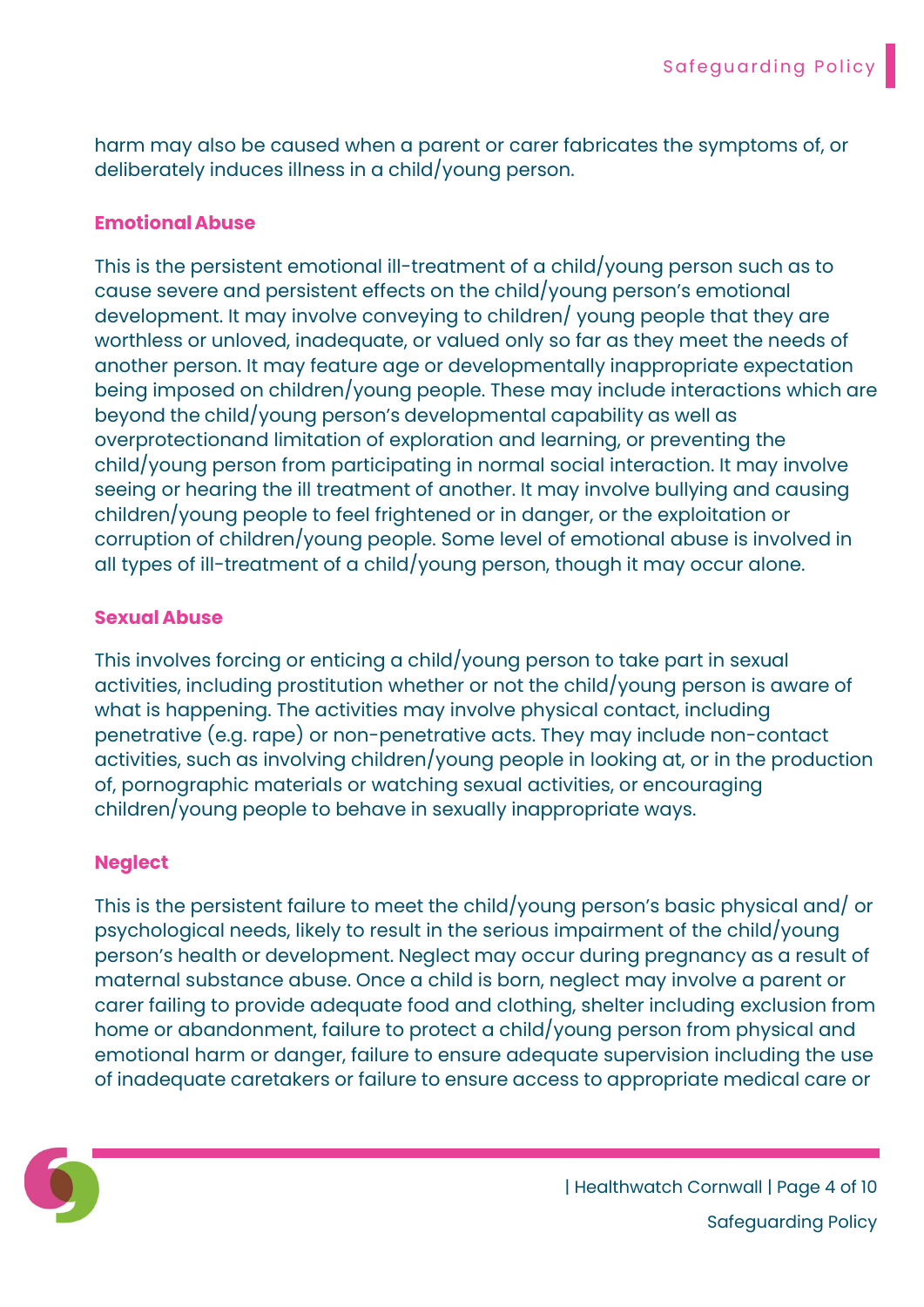harm may also be caused when a parent or carer fabricates the symptoms of, or deliberately induces illness in a child/young person.

### Emotional Abuse

This is the persistent emotional ill-treatment of a child/young person such as to cause severe and persistent effects on the child/young person's emotional development. It may involve conveying to children/ young people that they are worthless or unloved, inadequate, or valued only so far as they meet the needs of another person. It may feature age or developmentally inappropriate expectation being imposed on children/young people. These may include interactions which are beyond the child/young person's developmental capability as well as overprotectionand limitation of exploration and learning, or preventing the child/young person from participating in normal social interaction. It may involve seeing or hearing the ill treatment of another. It may involve bullying and causing children/young people to feel frightened or in danger, or the exploitation or corruption of children/young people. Some level of emotional abuse is involved in all types of ill-treatment of a child/young person, though it may occur alone.

### Sexual Abuse

This involves forcing or enticing a child/young person to take part in sexual activities, including prostitution whether or not the child/young person is aware of what is happening. The activities may involve physical contact, including penetrative (e.g. rape) or non-penetrative acts. They may include non-contact activities, such as involving children/young people in looking at, or in the production of, pornographic materials or watching sexual activities, or encouraging children/young people to behave in sexually inappropriate ways.

### Neglect

This is the persistent failure to meet the child/young person's basic physical and/ or psychological needs, likely to result in the serious impairment of the child/young person's health or development. Neglect may occur during pregnancy as a result of maternal substance abuse. Once a child is born, neglect may involve a parent or carer failing to provide adequate food and clothing, shelter including exclusion from home or abandonment, failure to protect a child/young person from physical and emotional harm or danger, failure to ensure adequate supervision including the use of inadequate caretakers or failure to ensure access to appropriate medical care or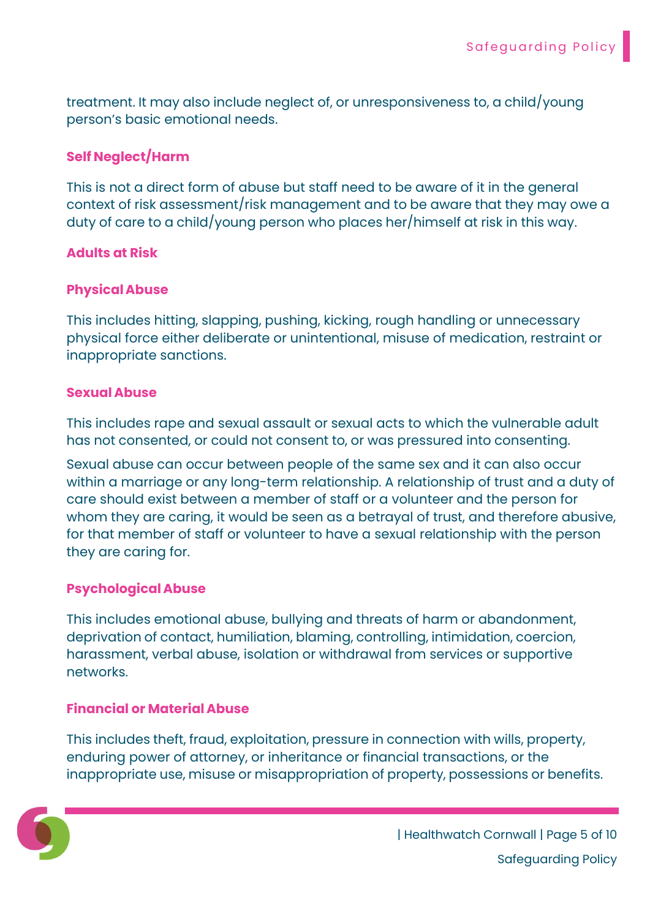treatment. It may also include neglect of, or unresponsiveness to, a child/young person's basic emotional needs.

### Self Neglect/Harm

This is not a direct form of abuse but staff need to be aware of it in the general context of risk assessment/risk management and to be aware that they may owe a duty of care to a child/young person who places her/himself at risk in this way.

### Adults at Risk

### Physical Abuse

This includes hitting, slapping, pushing, kicking, rough handling or unnecessary physical force either deliberate or unintentional, misuse of medication, restraint or inappropriate sanctions.

### Sexual Abuse

This includes rape and sexual assault or sexual acts to which the vulnerable adult has not consented, or could not consent to, or was pressured into consenting.

Sexual abuse can occur between people of the same sex and it can also occur within a marriage or any long-term relationship. A relationship of trust and a duty of care should exist between a member of staff or a volunteer and the person for whom they are caring, it would be seen as a betrayal of trust, and therefore abusive, for that member of staff or volunteer to have a sexual relationship with the person they are caring for.

### Psychological Abuse

This includes emotional abuse, bullying and threats of harm or abandonment, deprivation of contact, humiliation, blaming, controlling, intimidation, coercion, harassment, verbal abuse, isolation or withdrawal from services or supportive networks.

### Financial or Material Abuse

This includes theft, fraud, exploitation, pressure in connection with wills, property, enduring power of attorney, or inheritance or financial transactions, or the inappropriate use, misuse or misappropriation of property, possessions or benefits.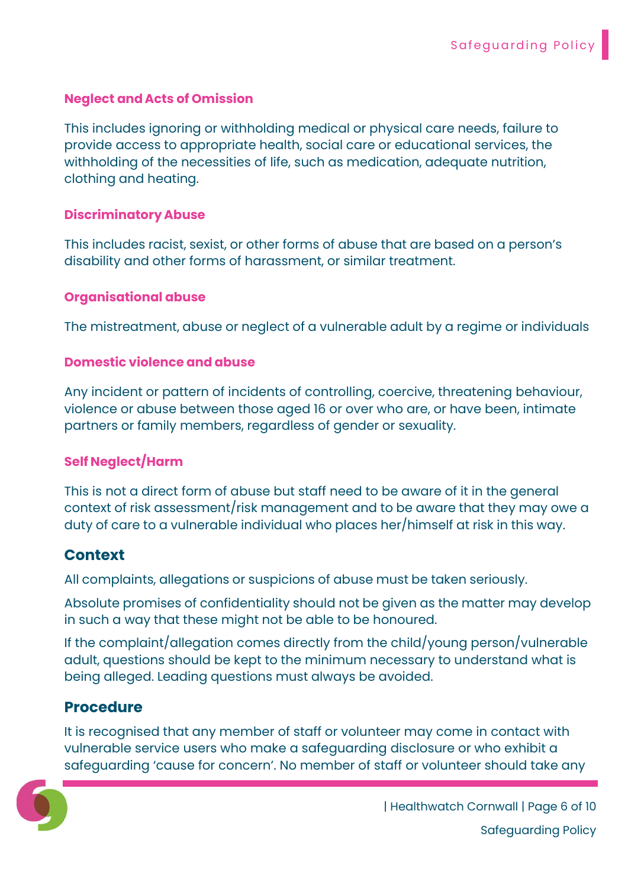### Neglect and Acts of Omission

This includes ignoring or withholding medical or physical care needs, failure to provide access to appropriate health, social care or educational services, the withholding of the necessities of life, such as medication, adequate nutrition, clothing and heating.

### Discriminatory Abuse

This includes racist, sexist, or other forms of abuse that are based on a person's disability and other forms of harassment, or similar treatment.

### Organisational abuse

The mistreatment, abuse or neglect of a vulnerable adult by a regime or individuals

### Domestic violence and abuse

Any incident or pattern of incidents of controlling, coercive, threatening behaviour, violence or abuse between those aged 16 or over who are, or have been, intimate partners or family members, regardless of gender or sexuality.

### Self Neglect/Harm

This is not a direct form of abuse but staff need to be aware of it in the general context of risk assessment/risk management and to be aware that they may owe a duty of care to a vulnerable individual who places her/himself at risk in this way.

## Context

All complaints, allegations or suspicions of abuse must be taken seriously.

Absolute promises of confidentiality should not be given as the matter may develop in such a way that these might not be able to be honoured.

If the complaint/allegation comes directly from the child/young person/vulnerable adult, questions should be kept to the minimum necessary to understand what is being alleged. Leading questions must always be avoided.

## Procedure

It is recognised that any member of staff or volunteer may come in contact with vulnerable service users who make a safeguarding disclosure or who exhibit a safeguarding 'cause for concern'. No member of staff or volunteer should take any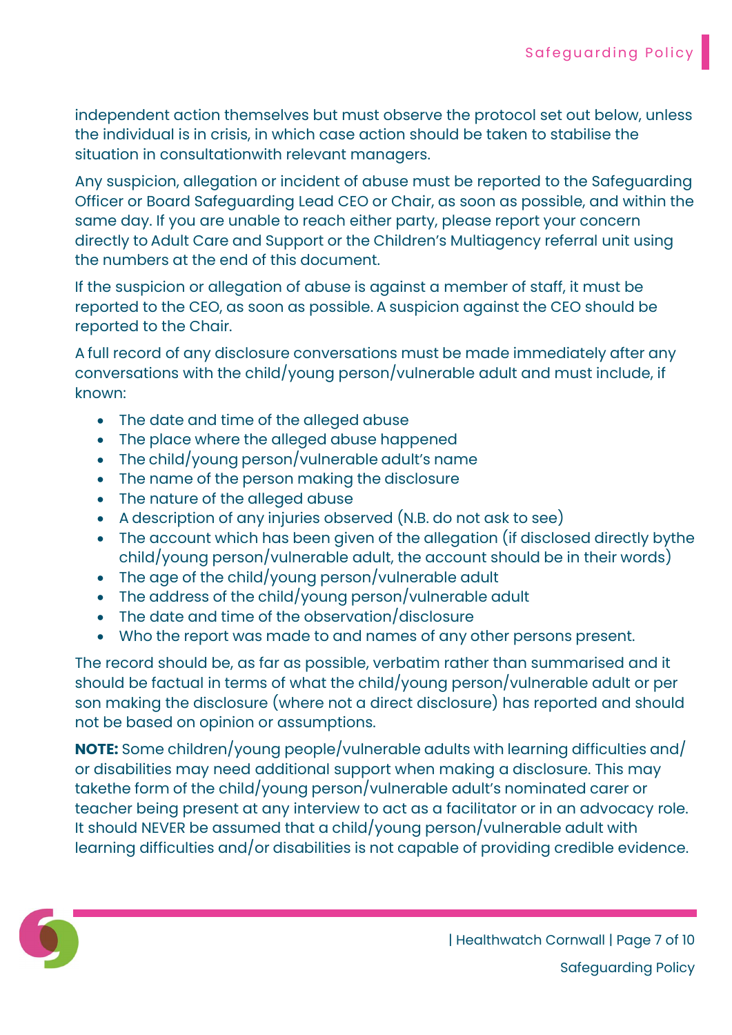independent action themselves but must observe the protocol set out below, unless the individual is in crisis, in which case action should be taken to stabilise the situation in consultationwith relevant managers.

Any suspicion, allegation or incident of abuse must be reported to the Safeguarding Officer or Board Safeguarding Lead CEO or Chair, as soon as possible, and within the same day. If you are unable to reach either party, please report your concern directly to Adult Care and Support or the Children's Multiagency referral unit using the numbers at the end of this document.

If the suspicion or allegation of abuse is against a member of staff, it must be reported to the CEO, as soon as possible. A suspicion against the CEO should be reported to the Chair.

A full record of any disclosure conversations must be made immediately after any conversations with the child/young person/vulnerable adult and must include, if known:

- The date and time of the alleged abuse
- The place where the alleged abuse happened
- The child/young person/vulnerable adult's name
- The name of the person making the disclosure
- The nature of the alleged abuse
- A description of any injuries observed (N.B. do not ask to see)
- The account which has been given of the allegation (if disclosed directly bythe child/young person/vulnerable adult, the account should be in their words)
- The age of the child/young person/vulnerable adult
- The address of the child/young person/vulnerable adult
- The date and time of the observation/disclosure
- Who the report was made to and names of any other persons present.

The record should be, as far as possible, verbatim rather than summarised and it should be factual in terms of what the child/young person/vulnerable adult or per son making the disclosure (where not a direct disclosure) has reported and should not be based on opinion or assumptions.

**NOTE:** Some children/young people/vulnerable adults with learning difficulties and/ or disabilities may need additional support when making a disclosure. This may takethe form of the child/young person/vulnerable adult's nominated carer or teacher being present at any interview to act as a facilitator or in an advocacy role. It should NEVER be assumed that a child/young person/vulnerable adult with learning difficulties and/or disabilities is not capable of providing credible evidence.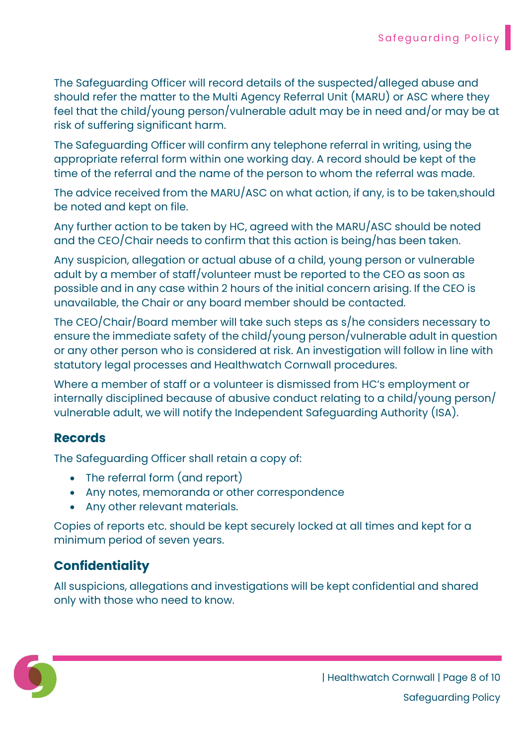The Safeguarding Officer will record details of the suspected/alleged abuse and should refer the matter to the Multi Agency Referral Unit (MARU) or ASC where they feel that the child/young person/vulnerable adult may be in need and/or may be at risk of suffering significant harm.

The Safeguarding Officer will confirm any telephone referral in writing, using the appropriate referral form within one working day. A record should be kept of the time of the referral and the name of the person to whom the referral was made.

The advice received from the MARU/ASC on what action, if any, is to be taken,should be noted and kept on file.

Any further action to be taken by HC, agreed with the MARU/ASC should be noted and the CEO/Chair needs to confirm that this action is being/has been taken.

Any suspicion, allegation or actual abuse of a child, young person or vulnerable adult by a member of staff/volunteer must be reported to the CEO as soon as possible and in any case within 2 hours of the initial concern arising. If the CEO is unavailable, the Chair or any board member should be contacted.

The CEO/Chair/Board member will take such steps as s/he considers necessary to ensure the immediate safety of the child/young person/vulnerable adult in question or any other person who is considered at risk. An investigation will follow in line with statutory legal processes and Healthwatch Cornwall procedures.

Where a member of staff or a volunteer is dismissed from HC's employment or internally disciplined because of abusive conduct relating to a child/young person/vulnerable adult, we will notify the Independent Safeguarding Authority (ISA).

## Records

The Safeguarding Officer shall retain a copy of:

- The referral form (and report)
- Any notes, memoranda or other correspondence
- Any other relevant materials.

Copies of reports etc. should be kept securely locked at all times and kept for a minimum period of seven years.

## Confidentiality

All suspicions, allegations and investigations will be kept confidential and shared only with those who need to know.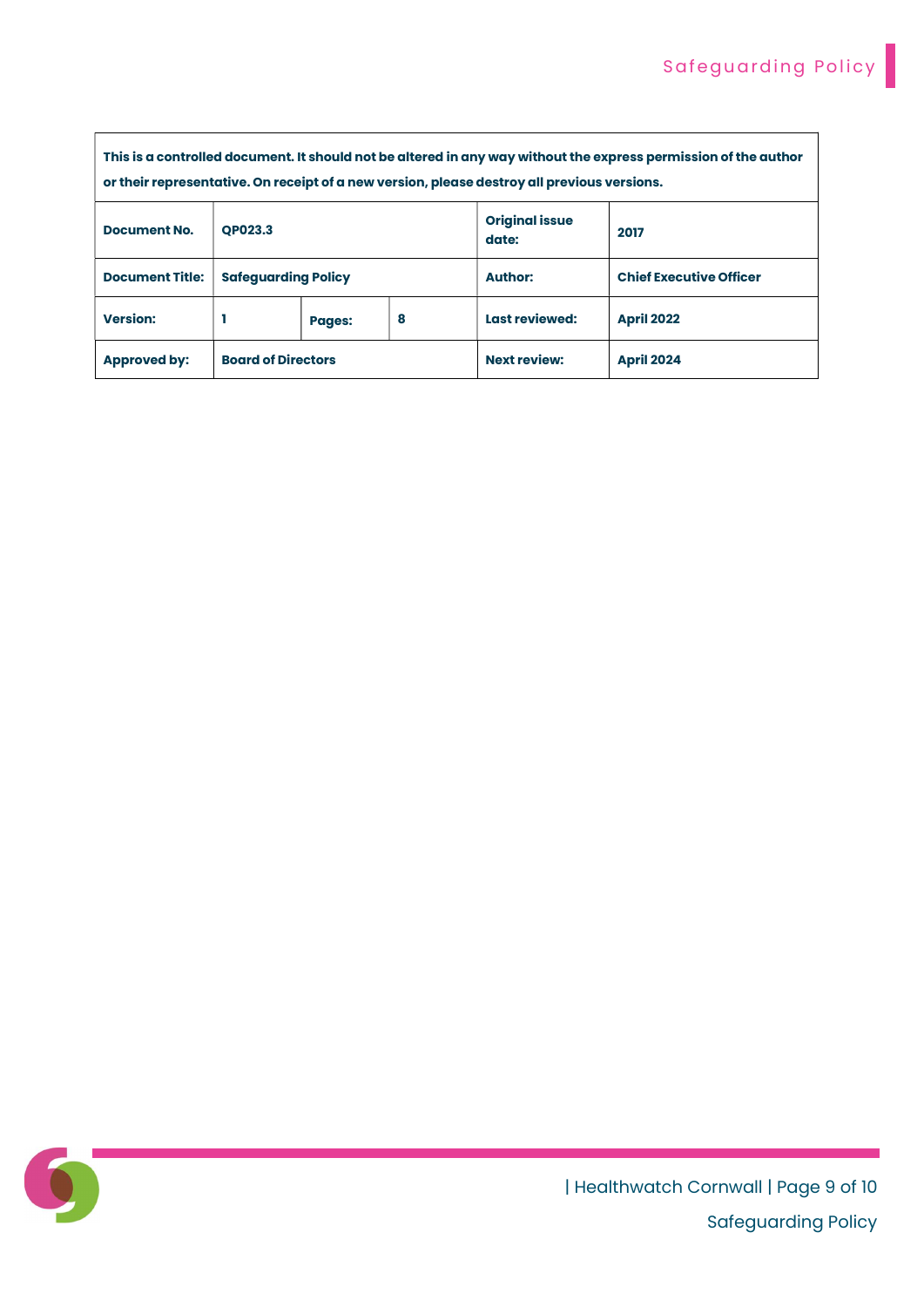| This is a controlled document. It should not be altered in any way without the express permission of the author or their representative. On receipt of a new version, please destroy all previous versions. | | | | | |
|---|---|---|---|---|---|
| **Document No.** | **QP023.3** | | | **Original issue date:** | **2017** |
| **Document Title:** | **Safeguarding Policy** | | | **Author:** | **Chief Executive Officer** |
| **Version:** | **1** | **Pages:** | **8** | **Last reviewed:** | **April 2022** |
| **Approved by:** | **Board of Directors** | | | **Next review:** | **April 2024** |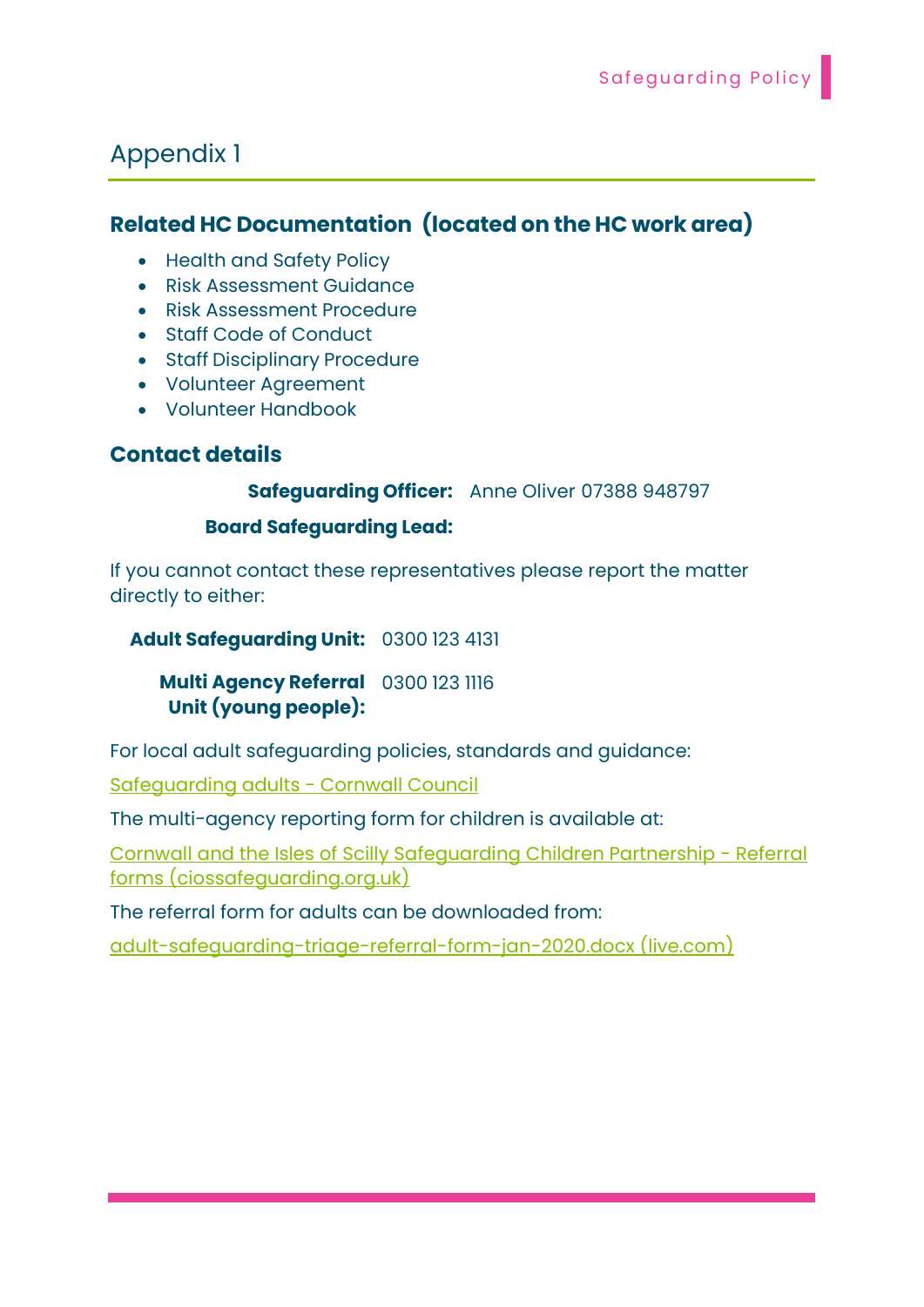## Appendix 1

### Related HC Documentation (located on the HC work area)

- Health and Safety Policy
- Risk Assessment Guidance
- Risk Assessment Procedure
- Staff Code of Conduct
- Staff Disciplinary Procedure
- Volunteer Agreement
- Volunteer Handbook

### Contact details

**Safeguarding Officer:** Anne Oliver 07388 948797

**Board Safeguarding Lead:**

If you cannot contact these representatives please report the matter directly to either:

**Adult Safeguarding Unit:** 0300 123 4131

**Multi Agency Referral Unit (young people):** 0300 123 1116

For local adult safeguarding policies, standards and guidance:

Safeguarding adults - Cornwall Council

The multi-agency reporting form for children is available at:

Cornwall and the Isles of Scilly Safeguarding Children Partnership - Referral forms (ciossafeguarding.org.uk)

The referral form for adults can be downloaded from:

adult-safeguarding-triage-referral-form-jan-2020.docx (live.com)